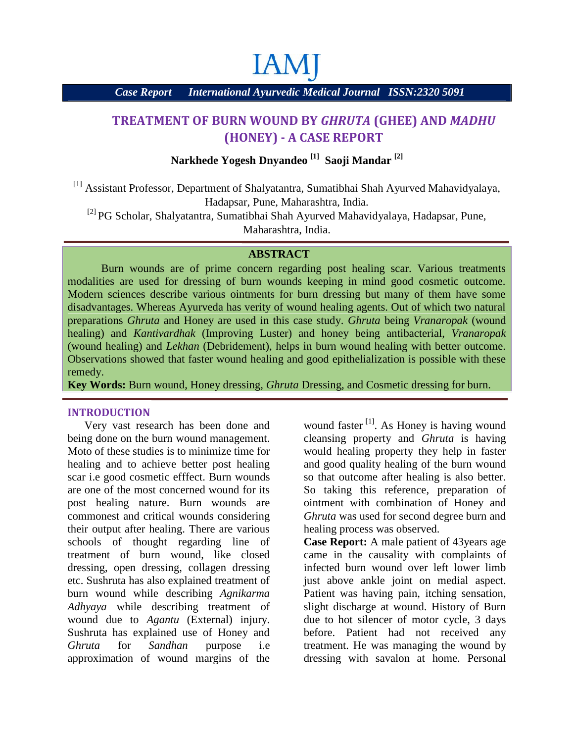# TREATMENT OF BURN WOUND BY *GHRUTA* (GHEE) AND *MADHU* (HONEY) - A CASE REPORT

**Narkhede Yogesh Dnyandeo [1] Saoji Mandar [2]**

[1] Assistant Professor, Department of Shalyatantra, Sumatibhai Shah Ayurved Mahavidyalaya, Hadapsar, Pune, Maharashtra, India.

[2] PG Scholar, Shalyatantra, Sumatibhai Shah Ayurved Mahavidyalaya, Hadapsar, Pune, Maharashtra, India.

## ABSTRACT

Burn wounds are of prime concern regarding post healing scar. Various treatments modalities are used for dressing of burn wounds keeping in mind good cosmetic outcome. Modern sciences describe various ointments for burn dressing but many of them have some disadvantages. Whereas Ayurveda has verity of wound healing agents. Out of which two natural preparations *Ghruta* and Honey are used in this case study. *Ghruta* being *Vranaropak* (wound healing) and *Kantivardhak* (Improving Luster) and honey being antibacterial, *Vranaropak* (wound healing) and *Lekhan* (Debridement), helps in burn wound healing with better outcome. Observations showed that faster wound healing and good epithelialization is possible with these remedy.

**Key Words:** Burn wound, Honey dressing, *Ghruta* Dressing, and Cosmetic dressing for burn.

## INTRODUCTION

Very vast research has been done and being done on the burn wound management. Moto of these studies is to minimize time for healing and to achieve better post healing scar i.e good cosmetic efffect. Burn wounds are one of the most concerned wound for its post healing nature. Burn wounds are commonest and critical wounds considering their output after healing. There are various schools of thought regarding line of treatment of burn wound, like closed dressing, open dressing, collagen dressing etc. Sushruta has also explained treatment of burn wound while describing *Agnikarma Adhyaya* while describing treatment of wound due to *Agantu* (External) injury. Sushruta has explained use of Honey and *Ghruta* for *Sandhan* purpose i.e approximation of wound margins of the wound faster [1]. As Honey is having wound cleansing property and *Ghruta* is having would healing property they help in faster and good quality healing of the burn wound so that outcome after healing is also better. So taking this reference, preparation of ointment with combination of Honey and *Ghruta* was used for second degree burn and healing process was observed.

**Case Report:** A male patient of 43years age came in the causality with complaints of infected burn wound over left lower limb just above ankle joint on medial aspect. Patient was having pain, itching sensation, slight discharge at wound. History of Burn due to hot silencer of motor cycle, 3 days before. Patient had not received any treatment. He was managing the wound by dressing with savalon at home. Personal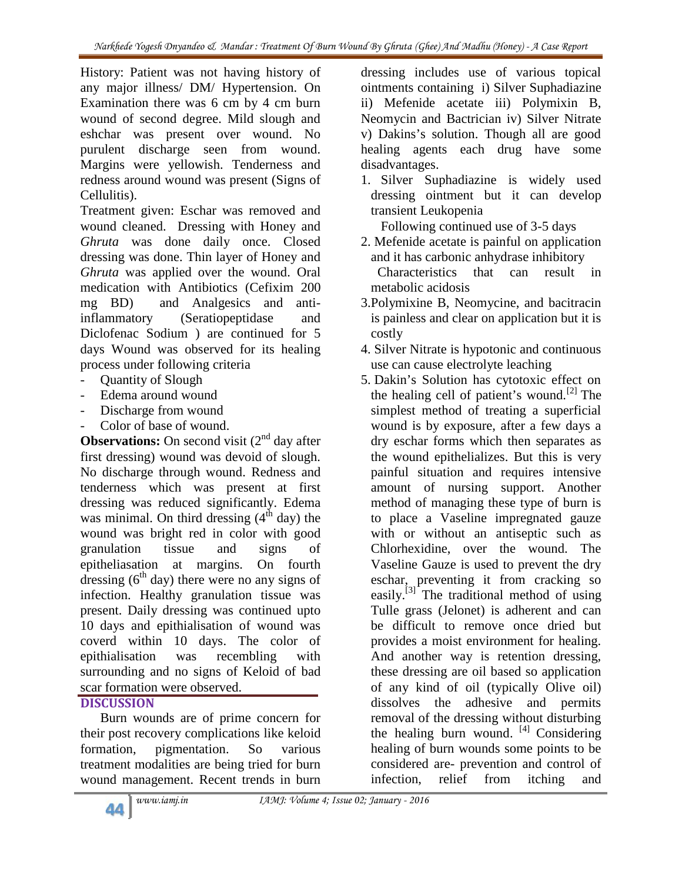History: Patient was not having history of any major illness/ DM/ Hypertension. On Examination there was 6 cm by 4 cm burn wound of second degree. Mild slough and eshchar was present over wound. No purulent discharge seen from wound. Margins were yellowish. Tenderness and redness around wound was present (Signs of Cellulitis).

Treatment given: Eschar was removed and wound cleaned. Dressing with Honey and *Ghruta* was done daily once. Closed dressing was done. Thin layer of Honey and *Ghruta* was applied over the wound. Oral medication with Antibiotics (Cefixim 200 mg BD) and Analgesics and anti-inflammatory (Seratiopeptidase and Diclofenac Sodium ) are continued for 5 days Wound was observed for its healing process under following criteria

- Quantity of Slough
- Edema around wound
- Discharge from wound
- Color of base of wound.

**Observations:** On second visit (2nd day after first dressing) wound was devoid of slough. No discharge through wound. Redness and tenderness which was present at first dressing was reduced significantly. Edema was minimal. On third dressing (4th day) the wound was bright red in color with good granulation tissue and signs of epitheliasation at margins. On fourth dressing (6th day) there were no any signs of infection. Healthy granulation tissue was present. Daily dressing was continued upto 10 days and epithialisation of wound was coverd within 10 days. The color of epithialisation was recembling with surrounding and no signs of Keloid of bad scar formation were observed.

## DISCUSSION

Burn wounds are of prime concern for their post recovery complications like keloid formation, pigmentation. So various treatment modalities are being tried for burn wound management. Recent trends in burn dressing includes use of various topical ointments containing i) Silver Suphadiazine ii) Mefenide acetate iii) Polymixin B, Neomycin and Bactrician iv) Silver Nitrate v) Dakins's solution. Though all are good healing agents each drug have some disadvantages.

1. Silver Suphadiazine is widely used dressing ointment but it can develop transient Leukopenia Following continued use of 3-5 days
2. Mefenide acetate is painful on application and it has carbonic anhydrase inhibitory Characteristics that can result in metabolic acidosis
3. Polymixine B, Neomycine, and bacitracin is painless and clear on application but it is costly
4. Silver Nitrate is hypotonic and continuous use can cause electrolyte leaching
5. Dakin's Solution has cytotoxic effect on the healing cell of patient's wound.[2] The simplest method of treating a superficial wound is by exposure, after a few days a dry eschar forms which then separates as the wound epithelializes. But this is very painful situation and requires intensive amount of nursing support. Another method of managing these type of burn is to place a Vaseline impregnated gauze with or without an antiseptic such as Chlorhexidine, over the wound. The Vaseline Gauze is used to prevent the dry eschar, preventing it from cracking so easily.[3] The traditional method of using Tulle grass (Jelonet) is adherent and can be difficult to remove once dried but provides a moist environment for healing. And another way is retention dressing, these dressing are oil based so application of any kind of oil (typically Olive oil) dissolves the adhesive and permits removal of the dressing without disturbing the healing burn wound. [4] Considering healing of burn wounds some points to be considered are- prevention and control of infection, relief from itching and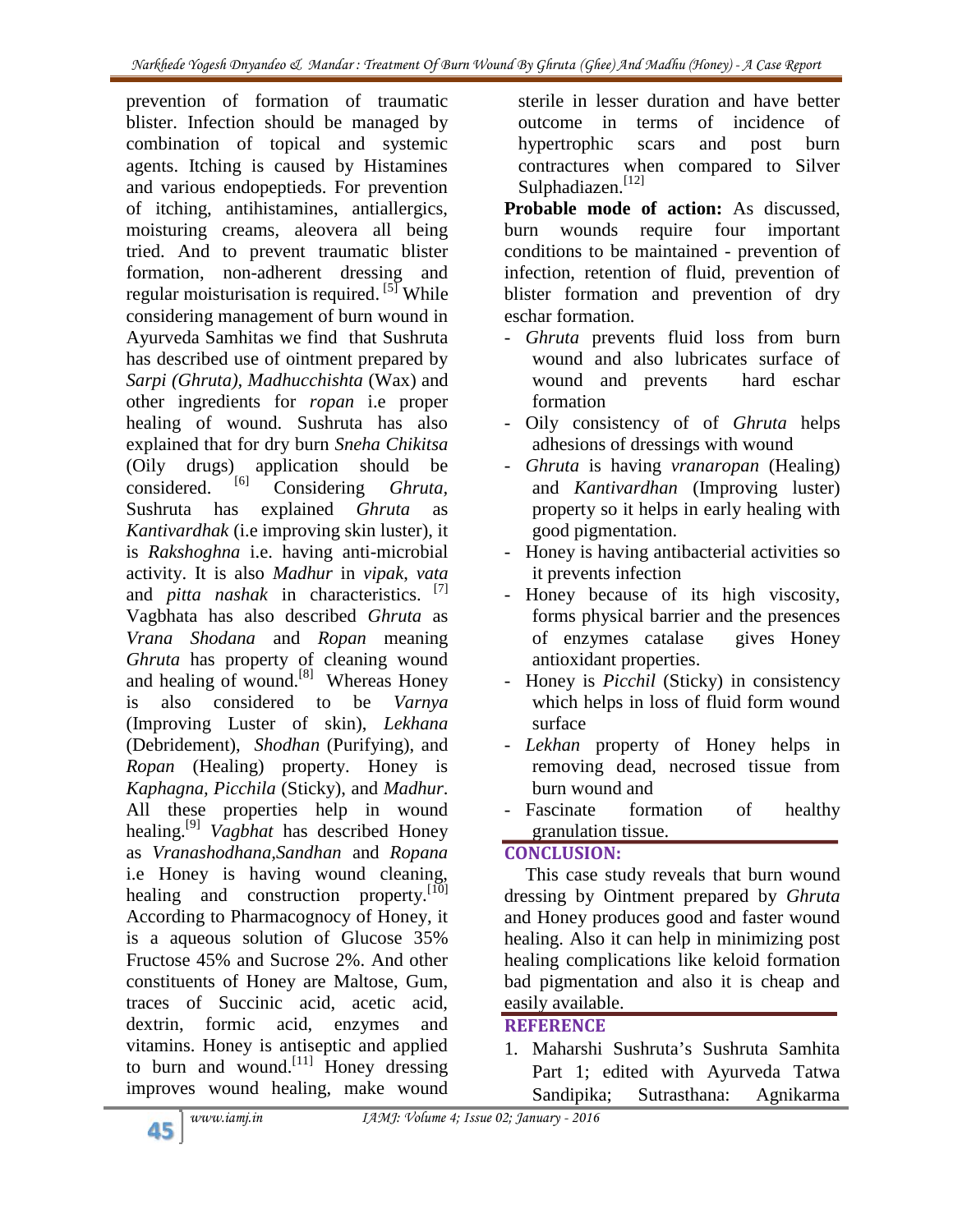prevention of formation of traumatic blister. Infection should be managed by combination of topical and systemic agents. Itching is caused by Histamines and various endopeptieds. For prevention of itching, antihistamines, antiallergics, moisturing creams, aleovera all being tried. And to prevent traumatic blister formation, non-adherent dressing and regular moisturisation is required. [5] While considering management of burn wound in Ayurveda Samhitas we find that Sushruta has described use of ointment prepared by *Sarpi (Ghruta)*, *Madhucchishta* (Wax) and other ingredients for *ropan* i.e proper healing of wound. Sushruta has also explained that for dry burn *Sneha Chikitsa* (Oily drugs) application should be considered. [6] Considering *Ghruta*, Sushruta has explained *Ghruta* as *Kantivardhak* (i.e improving skin luster), it is *Rakshoghna* i.e. having anti-microbial activity. It is also *Madhur* in *vipak*, *vata* and *pitta nashak* in characteristics. [7] Vagbhata has also described *Ghruta* as *Vrana Shodana* and *Ropan* meaning *Ghruta* has property of cleaning wound and healing of wound.[8] Whereas Honey is also considered to be *Varnya* (Improving Luster of skin), *Lekhana* (Debridement), *Shodhan* (Purifying), and *Ropan* (Healing) property. Honey is *Kaphagna, Picchila* (Sticky), and *Madhur*. All these properties help in wound healing.[9] *Vagbhat* has described Honey as *Vranashodhana,Sandhan* and *Ropana* i.e Honey is having wound cleaning, healing and construction property.[10] According to Pharmacognocy of Honey, it is a aqueous solution of Glucose 35% Fructose 45% and Sucrose 2%. And other constituents of Honey are Maltose, Gum, traces of Succinic acid, acetic acid, dextrin, formic acid, enzymes and vitamins. Honey is antiseptic and applied to burn and wound.[11] Honey dressing improves wound healing, make wound sterile in lesser duration and have better outcome in terms of incidence of hypertrophic scars and post burn contractures when compared to Silver Sulphadiazen.[12]

**Probable mode of action:** As discussed, burn wounds require four important conditions to be maintained - prevention of infection, retention of fluid, prevention of blister formation and prevention of dry eschar formation.

- *Ghruta* prevents fluid loss from burn wound and also lubricates surface of wound and prevents hard eschar formation
- Oily consistency of of *Ghruta* helps adhesions of dressings with wound
- *Ghruta* is having *vranaropan* (Healing) and *Kantivardhan* (Improving luster) property so it helps in early healing with good pigmentation.
- Honey is having antibacterial activities so it prevents infection
- Honey because of its high viscosity, forms physical barrier and the presences of enzymes catalase gives Honey antioxidant properties.
- Honey is *Picchil* (Sticky) in consistency which helps in loss of fluid form wound surface
- *Lekhan* property of Honey helps in removing dead, necrosed tissue from burn wound and
- Fascinate formation of healthy granulation tissue.

## CONCLUSION:

This case study reveals that burn wound dressing by Ointment prepared by *Ghruta* and Honey produces good and faster wound healing. Also it can help in minimizing post healing complications like keloid formation bad pigmentation and also it is cheap and easily available.

## REFERENCE

1. Maharshi Sushruta's Sushruta Samhita Part 1; edited with Ayurveda Tatwa Sandipika; Sutrasthana: Agnikarma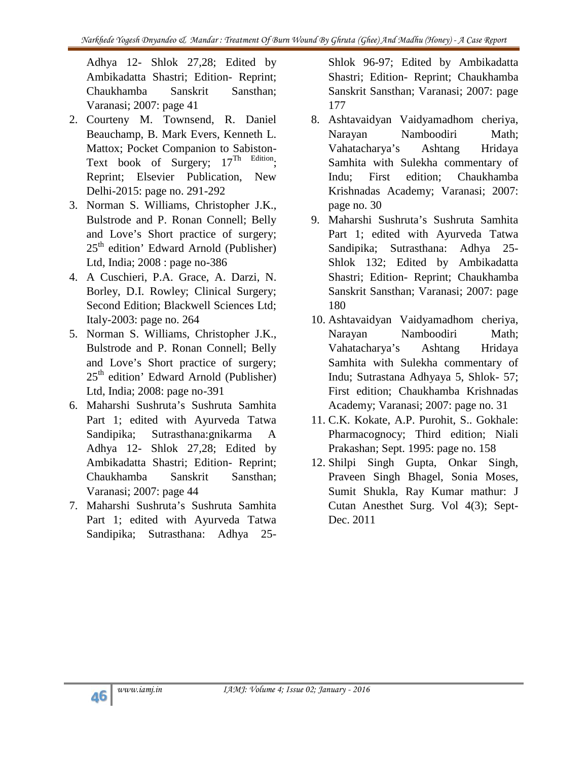Adhya 12- Shlok 27,28; Edited by Ambikadatta Shastri; Edition- Reprint; Chaukhamba Sanskrit Sansthan; Varanasi; 2007: page 41

2. Courteny M. Townsend, R. Daniel Beauchamp, B. Mark Evers, Kenneth L. Mattox; Pocket Companion to Sabiston-Text book of Surgery; 17[Th Edition]; Reprint; Elsevier Publication, New Delhi-2015: page no. 291-292
3. Norman S. Williams, Christopher J.K., Bulstrode and P. Ronan Connell; Belly and Love's Short practice of surgery; 25[th] edition' Edward Arnold (Publisher) Ltd, India; 2008 : page no-386
4. A Cuschieri, P.A. Grace, A. Darzi, N. Borley, D.I. Rowley; Clinical Surgery; Second Edition; Blackwell Sciences Ltd; Italy-2003: page no. 264
5. Norman S. Williams, Christopher J.K., Bulstrode and P. Ronan Connell; Belly and Love's Short practice of surgery; 25[th] edition' Edward Arnold (Publisher) Ltd, India; 2008: page no-391
6. Maharshi Sushruta's Sushruta Samhita Part 1; edited with Ayurveda Tatwa Sandipika; Sutrasthana:gnikarma A Adhya 12- Shlok 27,28; Edited by Ambikadatta Shastri; Edition- Reprint; Chaukhamba Sanskrit Sansthan; Varanasi; 2007: page 44
7. Maharshi Sushruta's Sushruta Samhita Part 1; edited with Ayurveda Tatwa Sandipika; Sutrasthana: Adhya 25- Shlok 96-97; Edited by Ambikadatta Shastri; Edition- Reprint; Chaukhamba Sanskrit Sansthan; Varanasi; 2007: page 177
8. Ashtavaidyan Vaidyamadhom cheriya, Narayan Namboodiri Math; Vahatacharya's Ashtang Hridaya Samhita with Sulekha commentary of Indu; First edition; Chaukhamba Krishnadas Academy; Varanasi; 2007: page no. 30
9. Maharshi Sushruta's Sushruta Samhita Part 1; edited with Ayurveda Tatwa Sandipika; Sutrasthana: Adhya 25- Shlok 132; Edited by Ambikadatta Shastri; Edition- Reprint; Chaukhamba Sanskrit Sansthan; Varanasi; 2007: page 180
10. Ashtavaidyan Vaidyamadhom cheriya, Narayan Namboodiri Math; Vahatacharya's Ashtang Hridaya Samhita with Sulekha commentary of Indu; Sutrastana Adhyaya 5, Shlok- 57; First edition; Chaukhamba Krishnadas Academy; Varanasi; 2007: page no. 31
11. C.K. Kokate, A.P. Purohit, S.. Gokhale: Pharmacognocy; Third edition; Niali Prakashan; Sept. 1995: page no. 158
12. Shilpi Singh Gupta, Onkar Singh, Praveen Singh Bhagel, Sonia Moses, Sumit Shukla, Ray Kumar mathur: J Cutan Anesthet Surg. Vol 4(3); Sept-Dec. 2011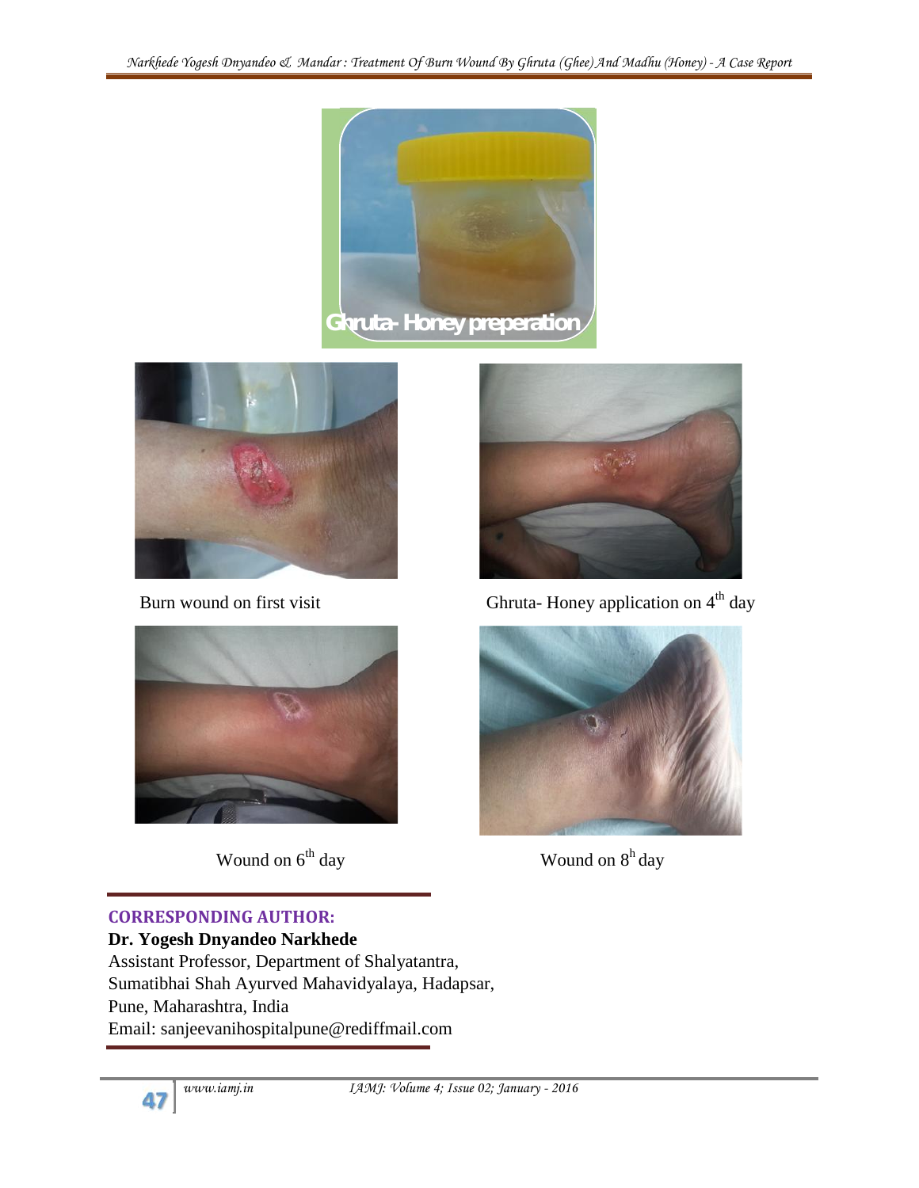Ghruta- Honey preperation

Burn wound on first visit

Ghruta- Honey application on 4th day

Wound on 6th day

Wound on 8h day

**CORRESPONDING AUTHOR:**

**Dr. Yogesh Dnyandeo Narkhede**
Assistant Professor, Department of Shalyatantra,
Sumatibhai Shah Ayurved Mahavidyalaya, Hadapsar,
Pune, Maharashtra, India
Email: sanjeevanihospitalpune@rediffmail.com